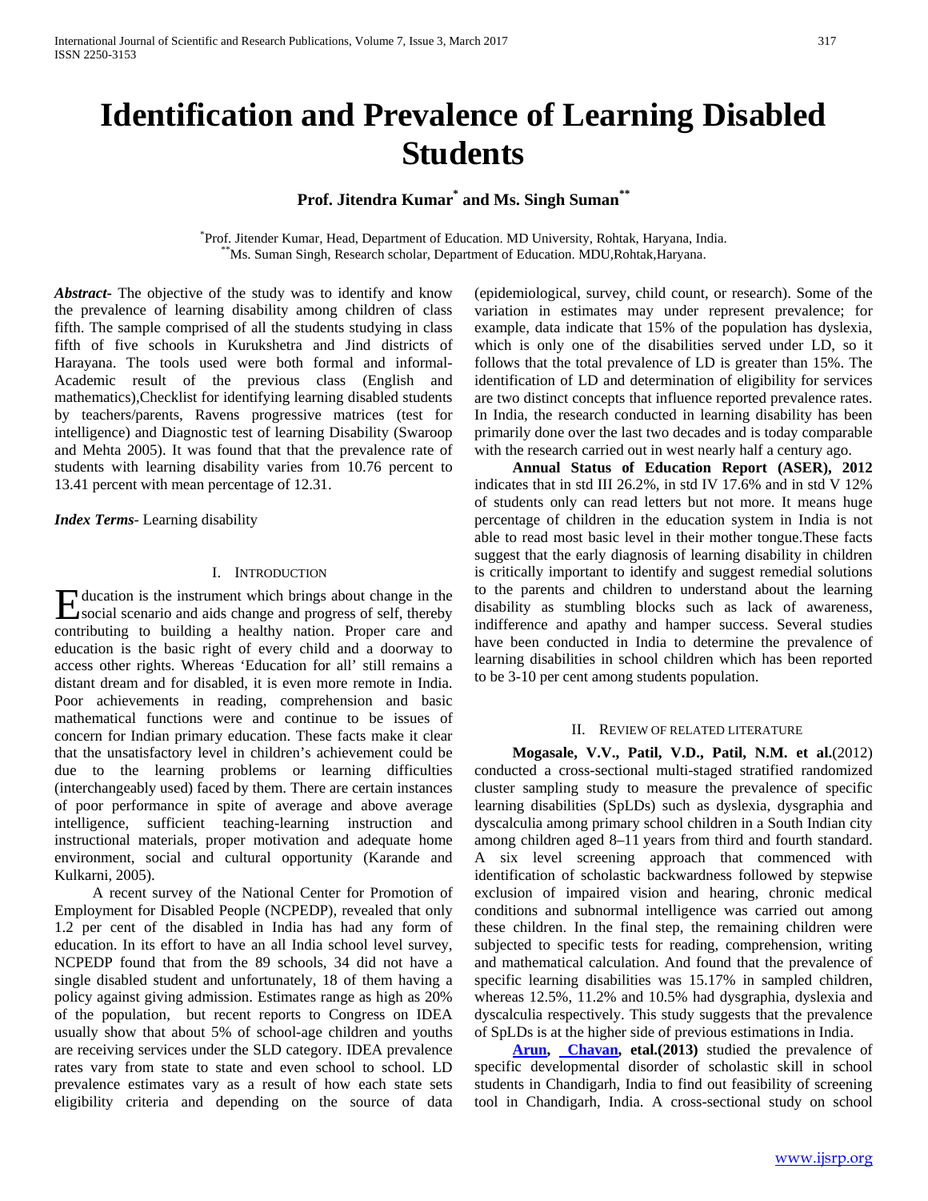# Identification and Prevalence of Learning Disabled Students

**Prof. Jitendra Kumar[*] and Ms. Singh Suman[**]**

[*]Prof. Jitender Kumar, Head, Department of Education. MD University, Rohtak, Haryana, India.
[**]Ms. Suman Singh, Research scholar, Department of Education. MDU,Rohtak,Haryana.

***Abstract*-** The objective of the study was to identify and know the prevalence of learning disability among children of class fifth. The sample comprised of all the students studying in class fifth of five schools in Kurukshetra and Jind districts of Harayana. The tools used were both formal and informal- Academic result of the previous class (English and mathematics),Checklist for identifying learning disabled students by teachers/parents, Ravens progressive matrices (test for intelligence) and Diagnostic test of learning Disability (Swaroop and Mehta 2005). It was found that that the prevalence rate of students with learning disability varies from 10.76 percent to 13.41 percent with mean percentage of 12.31.

***Index Terms*-** Learning disability

## I. Introduction

Education is the instrument which brings about change in the social scenario and aids change and progress of self, thereby contributing to building a healthy nation. Proper care and education is the basic right of every child and a doorway to access other rights. Whereas 'Education for all' still remains a distant dream and for disabled, it is even more remote in India. Poor achievements in reading, comprehension and basic mathematical functions were and continue to be issues of concern for Indian primary education. These facts make it clear that the unsatisfactory level in children's achievement could be due to the learning problems or learning difficulties (interchangeably used) faced by them. There are certain instances of poor performance in spite of average and above average intelligence, sufficient teaching-learning instruction and instructional materials, proper motivation and adequate home environment, social and cultural opportunity (Karande and Kulkarni, 2005).

A recent survey of the National Center for Promotion of Employment for Disabled People (NCPEDP), revealed that only 1.2 per cent of the disabled in India has had any form of education. In its effort to have an all India school level survey, NCPEDP found that from the 89 schools, 34 did not have a single disabled student and unfortunately, 18 of them having a policy against giving admission. Estimates range as high as 20% of the population, but recent reports to Congress on IDEA usually show that about 5% of school-age children and youths are receiving services under the SLD category. IDEA prevalence rates vary from state to state and even school to school. LD prevalence estimates vary as a result of how each state sets eligibility criteria and depending on the source of data (epidemiological, survey, child count, or research). Some of the variation in estimates may under represent prevalence; for example, data indicate that 15% of the population has dyslexia, which is only one of the disabilities served under LD, so it follows that the total prevalence of LD is greater than 15%. The identification of LD and determination of eligibility for services are two distinct concepts that influence reported prevalence rates. In India, the research conducted in learning disability has been primarily done over the last two decades and is today comparable with the research carried out in west nearly half a century ago.

**Annual Status of Education Report (ASER), 2012** indicates that in std III 26.2%, in std IV 17.6% and in std V 12% of students only can read letters but not more. It means huge percentage of children in the education system in India is not able to read most basic level in their mother tongue.These facts suggest that the early diagnosis of learning disability in children is critically important to identify and suggest remedial solutions to the parents and children to understand about the learning disability as stumbling blocks such as lack of awareness, indifference and apathy and hamper success. Several studies have been conducted in India to determine the prevalence of learning disabilities in school children which has been reported to be 3-10 per cent among students population.

## II. Review of Related Literature

**Mogasale, V.V., Patil, V.D., Patil, N.M. et al.**(2012) conducted a cross-sectional multi-staged stratified randomized cluster sampling study to measure the prevalence of specific learning disabilities (SpLDs) such as dyslexia, dysgraphia and dyscalculia among primary school children in a South Indian city among children aged 8–11 years from third and fourth standard. A six level screening approach that commenced with identification of scholastic backwardness followed by stepwise exclusion of impaired vision and hearing, chronic medical conditions and subnormal intelligence was carried out among these children. In the final step, the remaining children were subjected to specific tests for reading, comprehension, writing and mathematical calculation. And found that the prevalence of specific learning disabilities was 15.17% in sampled children, whereas 12.5%, 11.2% and 10.5% had dysgraphia, dyslexia and dyscalculia respectively. This study suggests that the prevalence of SpLDs is at the higher side of previous estimations in India.

**Arun, Chavan, etal.(2013)** studied the prevalence of specific developmental disorder of scholastic skill in school students in Chandigarh, India to find out feasibility of screening tool in Chandigarh, India. A cross-sectional study on school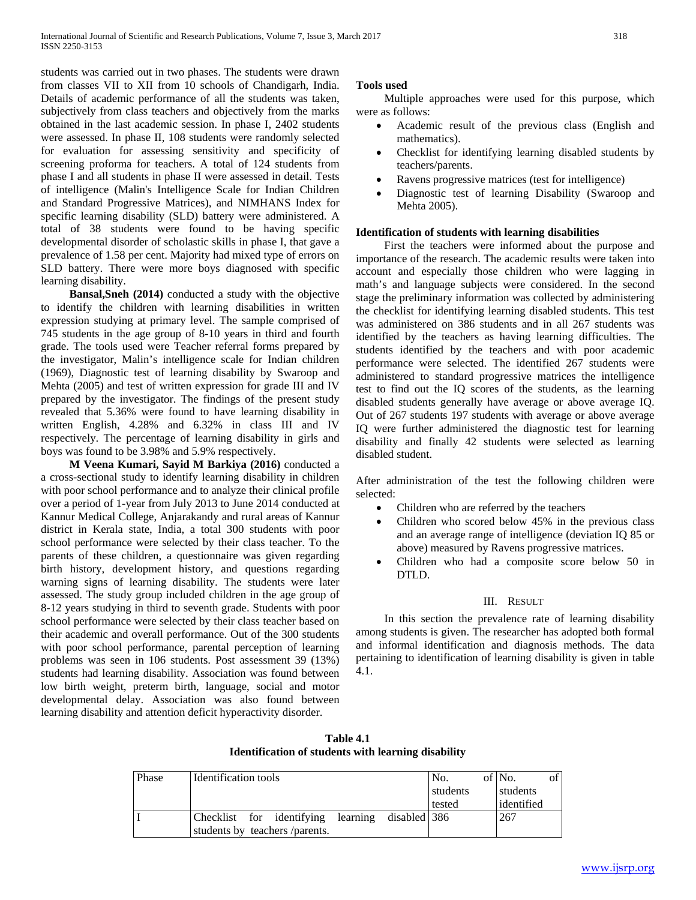students was carried out in two phases. The students were drawn from classes VII to XII from 10 schools of Chandigarh, India. Details of academic performance of all the students was taken, subjectively from class teachers and objectively from the marks obtained in the last academic session. In phase I, 2402 students were assessed. In phase II, 108 students were randomly selected for evaluation for assessing sensitivity and specificity of screening proforma for teachers. A total of 124 students from phase I and all students in phase II were assessed in detail. Tests of intelligence (Malin's Intelligence Scale for Indian Children and Standard Progressive Matrices), and NIMHANS Index for specific learning disability (SLD) battery were administered. A total of 38 students were found to be having specific developmental disorder of scholastic skills in phase I, that gave a prevalence of 1.58 per cent. Majority had mixed type of errors on SLD battery. There were more boys diagnosed with specific learning disability.

**Bansal,Sneh (2014)** conducted a study with the objective to identify the children with learning disabilities in written expression studying at primary level. The sample comprised of 745 students in the age group of 8-10 years in third and fourth grade. The tools used were Teacher referral forms prepared by the investigator, Malin's intelligence scale for Indian children (1969), Diagnostic test of learning disability by Swaroop and Mehta (2005) and test of written expression for grade III and IV prepared by the investigator. The findings of the present study revealed that 5.36% were found to have learning disability in written English, 4.28% and 6.32% in class III and IV respectively. The percentage of learning disability in girls and boys was found to be 3.98% and 5.9% respectively.

**M Veena Kumari, Sayid M Barkiya (2016)** conducted a a cross-sectional study to identify learning disability in children with poor school performance and to analyze their clinical profile over a period of 1-year from July 2013 to June 2014 conducted at Kannur Medical College, Anjarakandy and rural areas of Kannur district in Kerala state, India, a total 300 students with poor school performance were selected by their class teacher. To the parents of these children, a questionnaire was given regarding birth history, development history, and questions regarding warning signs of learning disability. The students were later assessed. The study group included children in the age group of 8-12 years studying in third to seventh grade. Students with poor school performance were selected by their class teacher based on their academic and overall performance. Out of the 300 students with poor school performance, parental perception of learning problems was seen in 106 students. Post assessment 39 (13%) students had learning disability. Association was found between low birth weight, preterm birth, language, social and motor developmental delay. Association was also found between learning disability and attention deficit hyperactivity disorder.

**Tools used**

Multiple approaches were used for this purpose, which were as follows:

- Academic result of the previous class (English and mathematics).
- Checklist for identifying learning disabled students by teachers/parents.
- Ravens progressive matrices (test for intelligence)
- Diagnostic test of learning Disability (Swaroop and Mehta 2005).

**Identification of students with learning disabilities**

First the teachers were informed about the purpose and importance of the research. The academic results were taken into account and especially those children who were lagging in math's and language subjects were considered. In the second stage the preliminary information was collected by administering the checklist for identifying learning disabled students. This test was administered on 386 students and in all 267 students was identified by the teachers as having learning difficulties. The students identified by the teachers and with poor academic performance were selected. The identified 267 students were administered to standard progressive matrices the intelligence test to find out the IQ scores of the students, as the learning disabled students generally have average or above average IQ. Out of 267 students 197 students with average or above average IQ were further administered the diagnostic test for learning disability and finally 42 students were selected as learning disabled student.

After administration of the test the following children were selected:

- Children who are referred by the teachers
- Children who scored below 45% in the previous class and an average range of intelligence (deviation IQ 85 or above) measured by Ravens progressive matrices.
- Children who had a composite score below 50 in DTLD.

## III. Result

In this section the prevalence rate of learning disability among students is given. The researcher has adopted both formal and informal identification and diagnosis methods. The data pertaining to identification of learning disability is given in table 4.1.

**Table 4.1**
**Identification of students with learning disability**

| Phase | Identification tools | No. of students tested | No. of students identified |
|---|---|---|---|
| I | Checklist for identifying learning disabled students by teachers /parents. | 386 | 267 |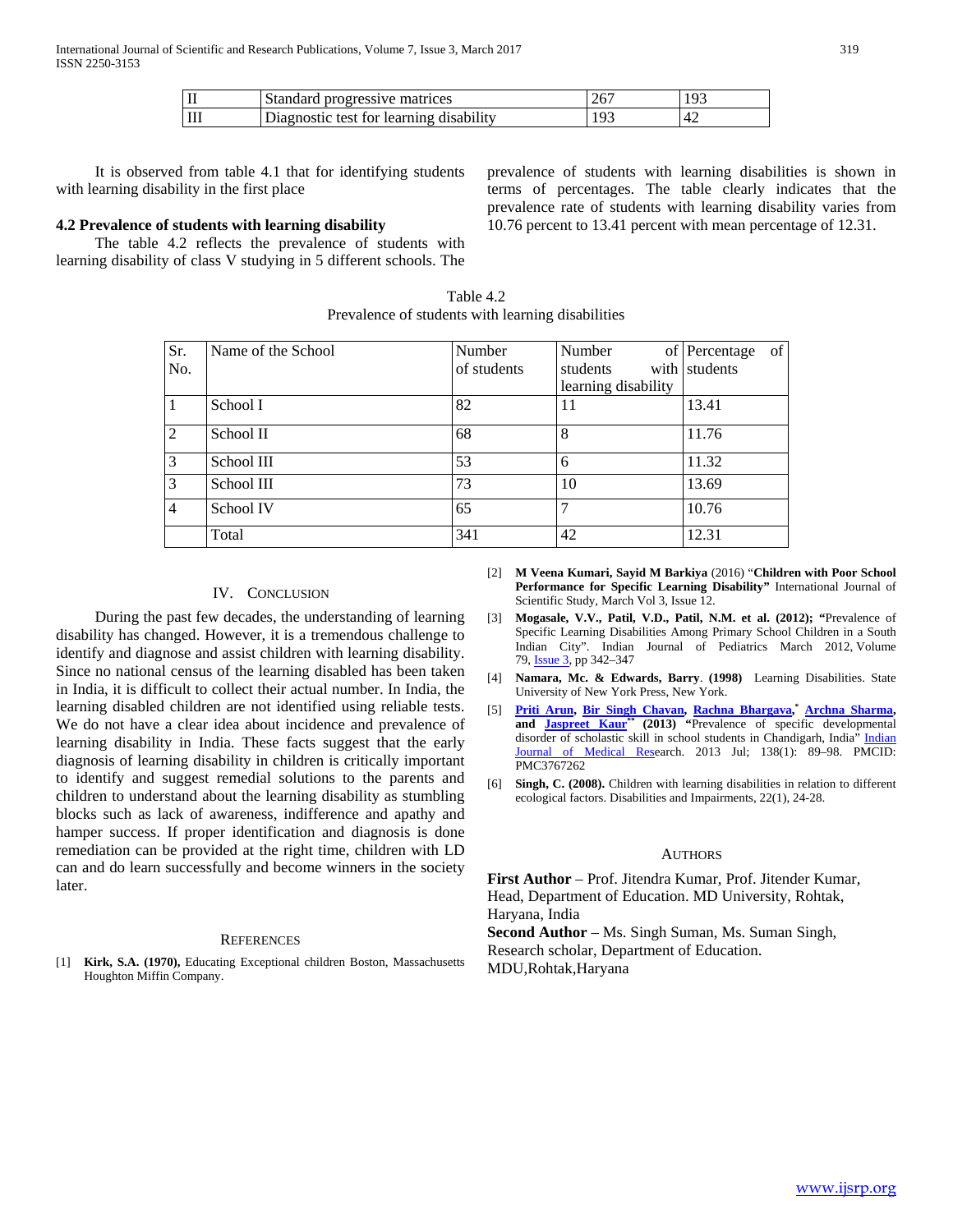| | | | |
|---|---|---|---|
| II | Standard progressive matrices | 267 | 193 |
| III | Diagnostic test for learning disability | 193 | 42 |

It is observed from table 4.1 that for identifying students with learning disability in the first place

### 4.2 Prevalence of students with learning disability

The table 4.2 reflects the prevalence of students with learning disability of class V studying in 5 different schools. The prevalence of students with learning disabilities is shown in terms of percentages. The table clearly indicates that the prevalence rate of students with learning disability varies from 10.76 percent to 13.41 percent with mean percentage of 12.31.

Table 4.2
Prevalence of students with learning disabilities

| Sr. No. | Name of the School | Number of students | Number of students with learning disability | Percentage of students |
|---|---|---|---|---|
| 1 | School I | 82 | 11 | 13.41 |
| 2 | School II | 68 | 8 | 11.76 |
| 3 | School III | 53 | 6 | 11.32 |
| 3 | School III | 73 | 10 | 13.69 |
| 4 | School IV | 65 | 7 | 10.76 |
| | Total | 341 | 42 | 12.31 |

## IV. Conclusion

During the past few decades, the understanding of learning disability has changed. However, it is a tremendous challenge to identify and diagnose and assist children with learning disability. Since no national census of the learning disabled has been taken in India, it is difficult to collect their actual number. In India, the learning disabled children are not identified using reliable tests. We do not have a clear idea about incidence and prevalence of learning disability in India. These facts suggest that the early diagnosis of learning disability in children is critically important to identify and suggest remedial solutions to the parents and children to understand about the learning disability as stumbling blocks such as lack of awareness, indifference and apathy and hamper success. If proper identification and diagnosis is done remediation can be provided at the right time, children with LD can and do learn successfully and become winners in the society later.

## References

[1] **Kirk, S.A. (1970),** Educating Exceptional children Boston, Massachusetts Houghton Miffin Company.

[2] **M Veena Kumari, Sayid M Barkiya** (2016) "**Children with Poor School Performance for Specific Learning Disability"** International Journal of Scientific Study, March Vol 3, Issue 12.

[3] **Mogasale, V.V., Patil, V.D., Patil, N.M. et al. (2012); "**Prevalence of Specific Learning Disabilities Among Primary School Children in a South Indian City". Indian Journal of Pediatrics March 2012, Volume 79, Issue 3, pp 342–347

[4] **Namara, Mc. & Edwards, Barry**. **(1998)** Learning Disabilities. State University of New York Press, New York.

[5] **Priti Arun, Bir Singh Chavan, Rachna Bhargava,* Archna Sharma, and Jaspreet Kaur** ** **(2013) "**Prevalence of specific developmental disorder of scholastic skill in school students in Chandigarh, India" Indian Journal of Medical Research. 2013 Jul; 138(1): 89–98. PMCID: PMC3767262

[6] **Singh, C. (2008).** Children with learning disabilities in relation to different ecological factors. Disabilities and Impairments, 22(1), 24-28.

## Authors

**First Author** – Prof. Jitendra Kumar, Prof. Jitender Kumar, Head, Department of Education. MD University, Rohtak, Haryana, India

**Second Author** – Ms. Singh Suman, Ms. Suman Singh, Research scholar, Department of Education. MDU,Rohtak,Haryana